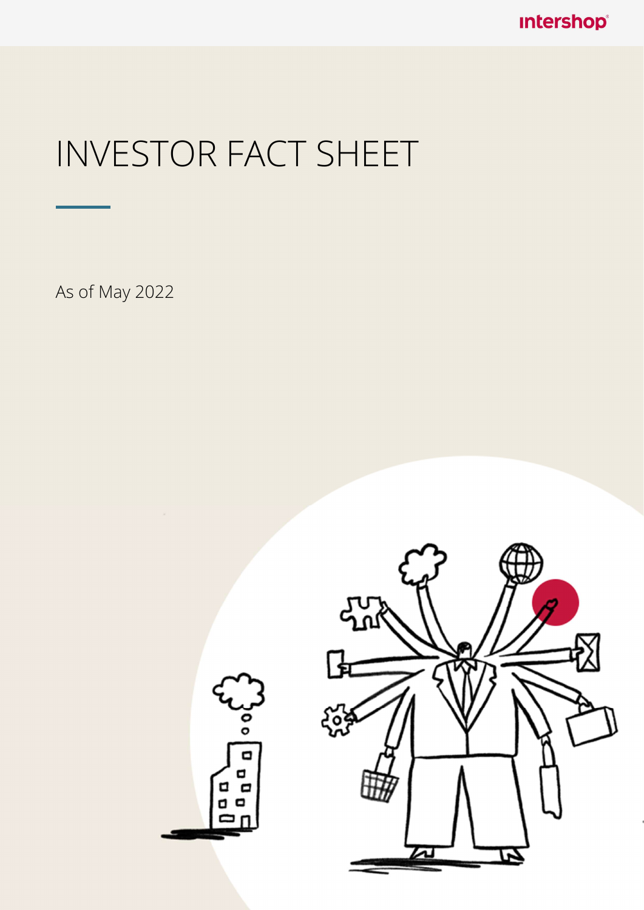intershop

# INVESTOR FACT SHEET

As of May 2022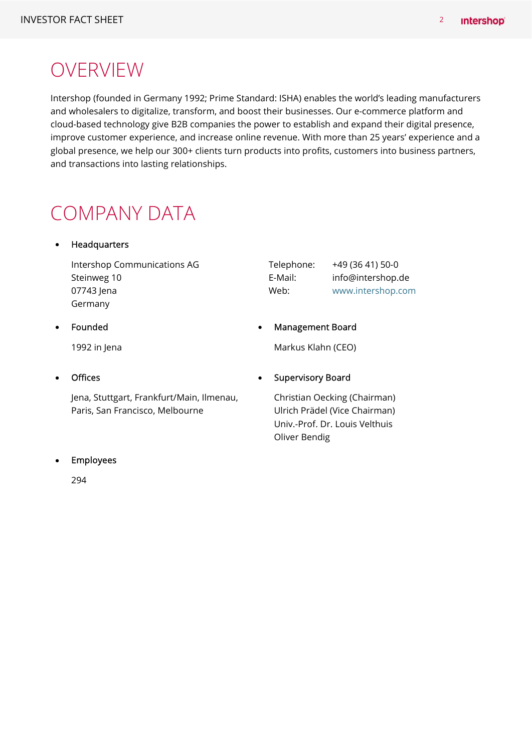# OVERVIEW

Intershop (founded in Germany 1992; Prime Standard: ISHA) enables the world's leading manufacturers and wholesalers to digitalize, transform, and boost their businesses. Our e-commerce platform and cloud-based technology give B2B companies the power to establish and expand their digital presence, improve customer experience, and increase online revenue. With more than 25 years' experience and a global presence, we help our 300+ clients turn products into profits, customers into business partners, and transactions into lasting relationships.

# COMPANY DATA

- Headquarters

  Intershop Communications AG
  Steinweg 10
  07743 Jena
  Germany

  Telephone: +49 (36 41) 50-0
  E-Mail: info@intershop.de
  Web: www.intershop.com

- Founded

  1992 in Jena

- Management Board

  Markus Klahn (CEO)

- Offices

  Jena, Stuttgart, Frankfurt/Main, Ilmenau, Paris, San Francisco, Melbourne

- Supervisory Board

  Christian Oecking (Chairman)
  Ulrich Prädel (Vice Chairman)
  Univ.-Prof. Dr. Louis Velthuis
  Oliver Bendig

- Employees

  294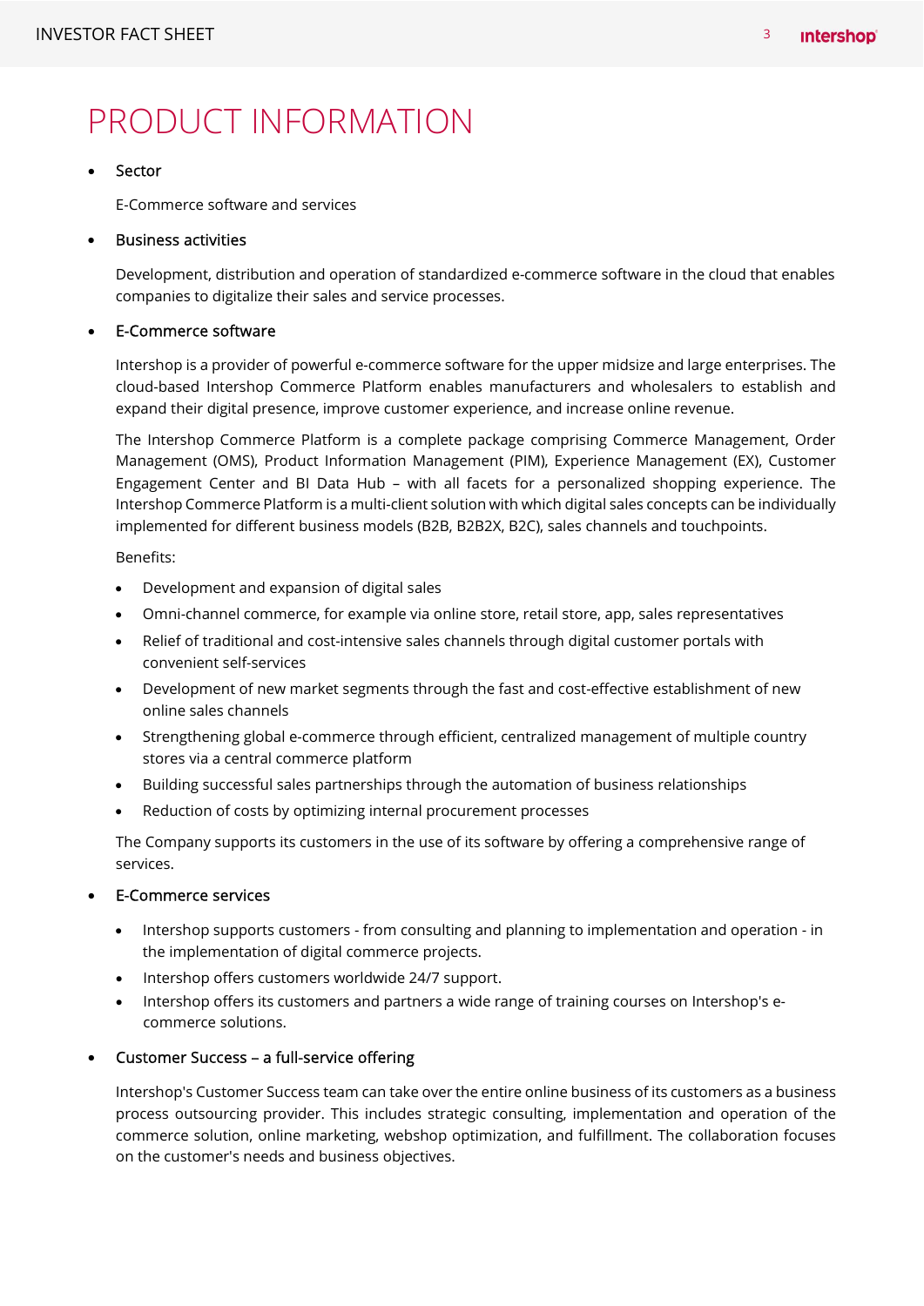# PRODUCT INFORMATION

- Sector

  E-Commerce software and services

- Business activities

  Development, distribution and operation of standardized e-commerce software in the cloud that enables companies to digitalize their sales and service processes.

- E-Commerce software

  Intershop is a provider of powerful e-commerce software for the upper midsize and large enterprises. The cloud-based Intershop Commerce Platform enables manufacturers and wholesalers to establish and expand their digital presence, improve customer experience, and increase online revenue.

  The Intershop Commerce Platform is a complete package comprising Commerce Management, Order Management (OMS), Product Information Management (PIM), Experience Management (EX), Customer Engagement Center and BI Data Hub – with all facets for a personalized shopping experience. The Intershop Commerce Platform is a multi-client solution with which digital sales concepts can be individually implemented for different business models (B2B, B2B2X, B2C), sales channels and touchpoints.

  Benefits:

  - Development and expansion of digital sales
  - Omni-channel commerce, for example via online store, retail store, app, sales representatives
  - Relief of traditional and cost-intensive sales channels through digital customer portals with convenient self-services
  - Development of new market segments through the fast and cost-effective establishment of new online sales channels
  - Strengthening global e-commerce through efficient, centralized management of multiple country stores via a central commerce platform
  - Building successful sales partnerships through the automation of business relationships
  - Reduction of costs by optimizing internal procurement processes

  The Company supports its customers in the use of its software by offering a comprehensive range of services.

- E-Commerce services

  - Intershop supports customers - from consulting and planning to implementation and operation - in the implementation of digital commerce projects.
  - Intershop offers customers worldwide 24/7 support.
  - Intershop offers its customers and partners a wide range of training courses on Intershop's e-commerce solutions.

- Customer Success – a full-service offering

  Intershop's Customer Success team can take over the entire online business of its customers as a business process outsourcing provider. This includes strategic consulting, implementation and operation of the commerce solution, online marketing, webshop optimization, and fulfillment. The collaboration focuses on the customer's needs and business objectives.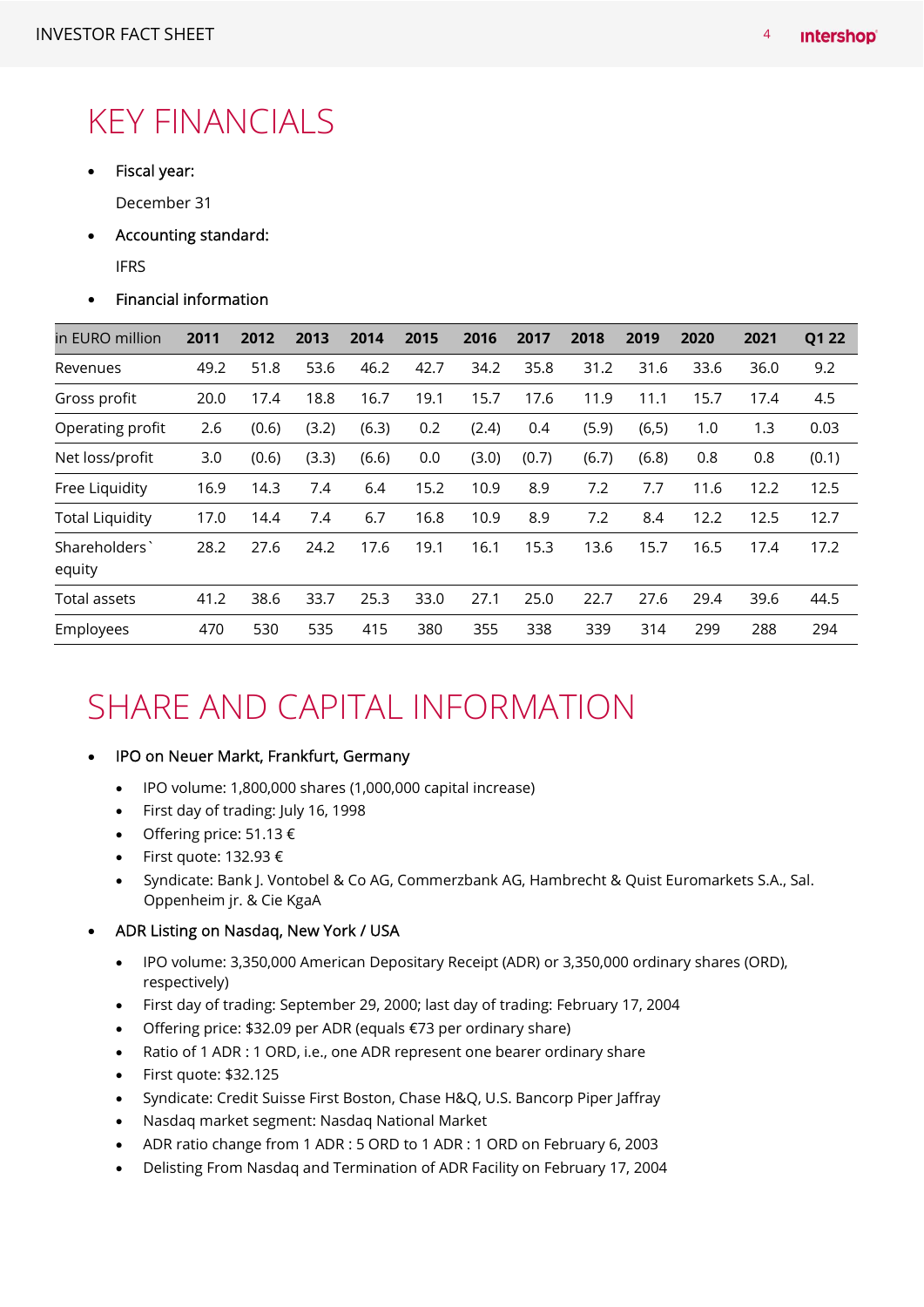# KEY FINANCIALS

- Fiscal year:

  December 31

- Accounting standard:

  IFRS

- Financial information

| in EURO million | 2011 | 2012 | 2013 | 2014 | 2015 | 2016 | 2017 | 2018 | 2019 | 2020 | 2021 | Q1 22 |
|---|---|---|---|---|---|---|---|---|---|---|---|---|
| Revenues | 49.2 | 51.8 | 53.6 | 46.2 | 42.7 | 34.2 | 35.8 | 31.2 | 31.6 | 33.6 | 36.0 | 9.2 |
| Gross profit | 20.0 | 17.4 | 18.8 | 16.7 | 19.1 | 15.7 | 17.6 | 11.9 | 11.1 | 15.7 | 17.4 | 4.5 |
| Operating profit | 2.6 | (0.6) | (3.2) | (6.3) | 0.2 | (2.4) | 0.4 | (5.9) | (6,5) | 1.0 | 1.3 | 0.03 |
| Net loss/profit | 3.0 | (0.6) | (3.3) | (6.6) | 0.0 | (3.0) | (0.7) | (6.7) | (6.8) | 0.8 | 0.8 | (0.1) |
| Free Liquidity | 16.9 | 14.3 | 7.4 | 6.4 | 15.2 | 10.9 | 8.9 | 7.2 | 7.7 | 11.6 | 12.2 | 12.5 |
| Total Liquidity | 17.0 | 14.4 | 7.4 | 6.7 | 16.8 | 10.9 | 8.9 | 7.2 | 8.4 | 12.2 | 12.5 | 12.7 |
| Shareholders` equity | 28.2 | 27.6 | 24.2 | 17.6 | 19.1 | 16.1 | 15.3 | 13.6 | 15.7 | 16.5 | 17.4 | 17.2 |
| Total assets | 41.2 | 38.6 | 33.7 | 25.3 | 33.0 | 27.1 | 25.0 | 22.7 | 27.6 | 29.4 | 39.6 | 44.5 |
| Employees | 470 | 530 | 535 | 415 | 380 | 355 | 338 | 339 | 314 | 299 | 288 | 294 |

# SHARE AND CAPITAL INFORMATION

- IPO on Neuer Markt, Frankfurt, Germany
  - IPO volume: 1,800,000 shares (1,000,000 capital increase)
  - First day of trading: July 16, 1998
  - Offering price: 51.13 €
  - First quote: 132.93 €
  - Syndicate: Bank J. Vontobel & Co AG, Commerzbank AG, Hambrecht & Quist Euromarkets S.A., Sal. Oppenheim jr. & Cie KgaA
- ADR Listing on Nasdaq, New York / USA
  - IPO volume: 3,350,000 American Depositary Receipt (ADR) or 3,350,000 ordinary shares (ORD), respectively)
  - First day of trading: September 29, 2000; last day of trading: February 17, 2004
  - Offering price: $32.09 per ADR (equals €73 per ordinary share)
  - Ratio of 1 ADR : 1 ORD, i.e., one ADR represent one bearer ordinary share
  - First quote: $32.125
  - Syndicate: Credit Suisse First Boston, Chase H&Q, U.S. Bancorp Piper Jaffray
  - Nasdaq market segment: Nasdaq National Market
  - ADR ratio change from 1 ADR : 5 ORD to 1 ADR : 1 ORD on February 6, 2003
  - Delisting From Nasdaq and Termination of ADR Facility on February 17, 2004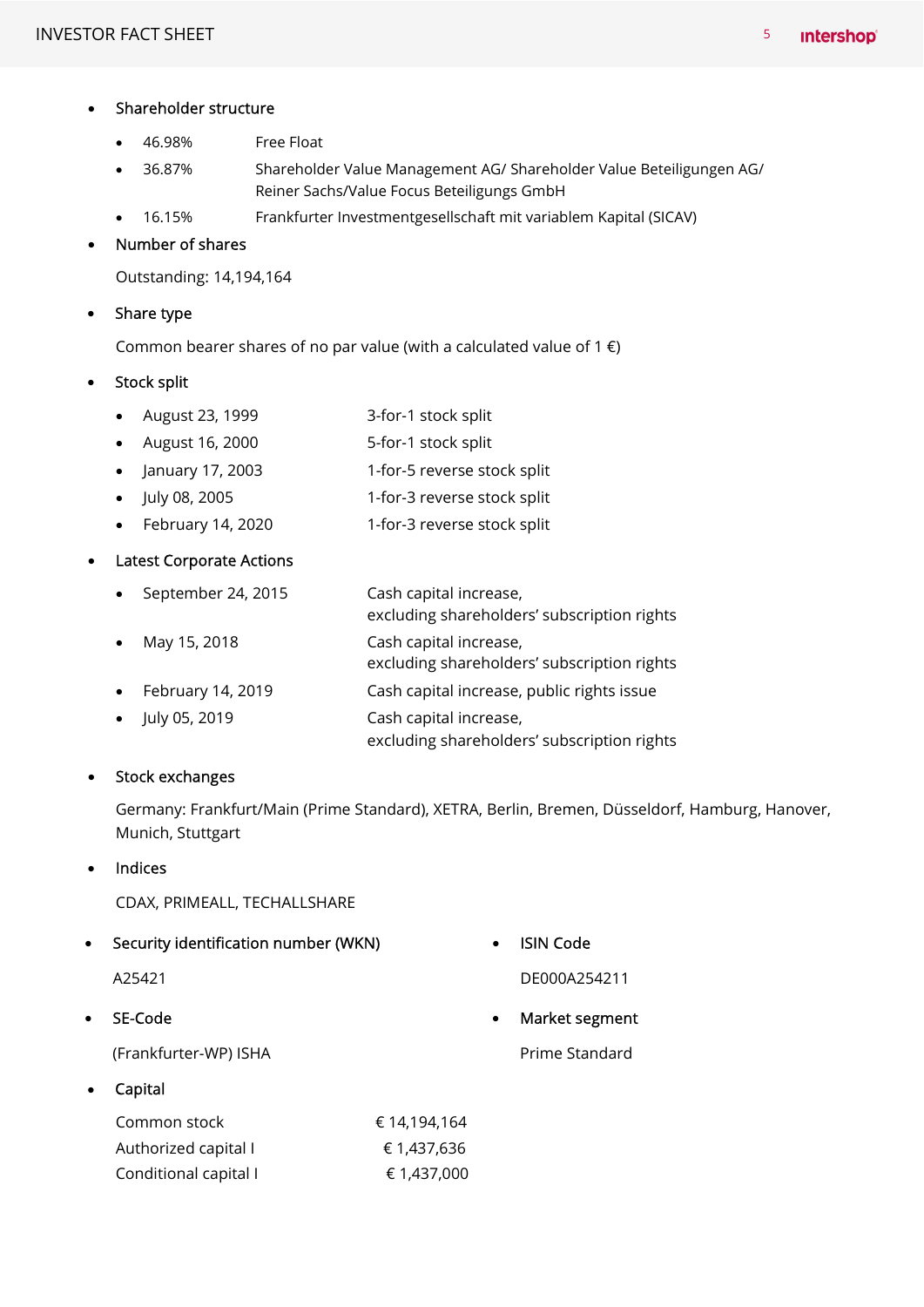- Shareholder structure
  - 46.98% Free Float
  - 36.87% Shareholder Value Management AG/ Shareholder Value Beteiligungen AG/ Reiner Sachs/Value Focus Beteiligungs GmbH
  - 16.15% Frankfurter Investmentgesellschaft mit variablem Kapital (SICAV)

- Number of shares

  Outstanding: 14,194,164

- Share type

  Common bearer shares of no par value (with a calculated value of 1 €)

- Stock split
  - August 23, 1999 3-for-1 stock split
  - August 16, 2000 5-for-1 stock split
  - January 17, 2003 1-for-5 reverse stock split
  - July 08, 2005 1-for-3 reverse stock split
  - February 14, 2020 1-for-3 reverse stock split

- Latest Corporate Actions
  - September 24, 2015 Cash capital increase, excluding shareholders' subscription rights
  - May 15, 2018 Cash capital increase, excluding shareholders' subscription rights
  - February 14, 2019 Cash capital increase, public rights issue
  - July 05, 2019 Cash capital increase, excluding shareholders' subscription rights

- Stock exchanges

  Germany: Frankfurt/Main (Prime Standard), XETRA, Berlin, Bremen, Düsseldorf, Hamburg, Hanover, Munich, Stuttgart

- Indices

  CDAX, PRIMEALL, TECHALLSHARE

- Security identification number (WKN)

  A25421

- ISIN Code

  DE000A254211

- SE-Code

  (Frankfurter-WP) ISHA

- Market segment

  Prime Standard

- Capital

| | |
|---|---|
| Common stock | € 14,194,164 |
| Authorized capital I | € 1,437,636 |
| Conditional capital I | € 1,437,000 |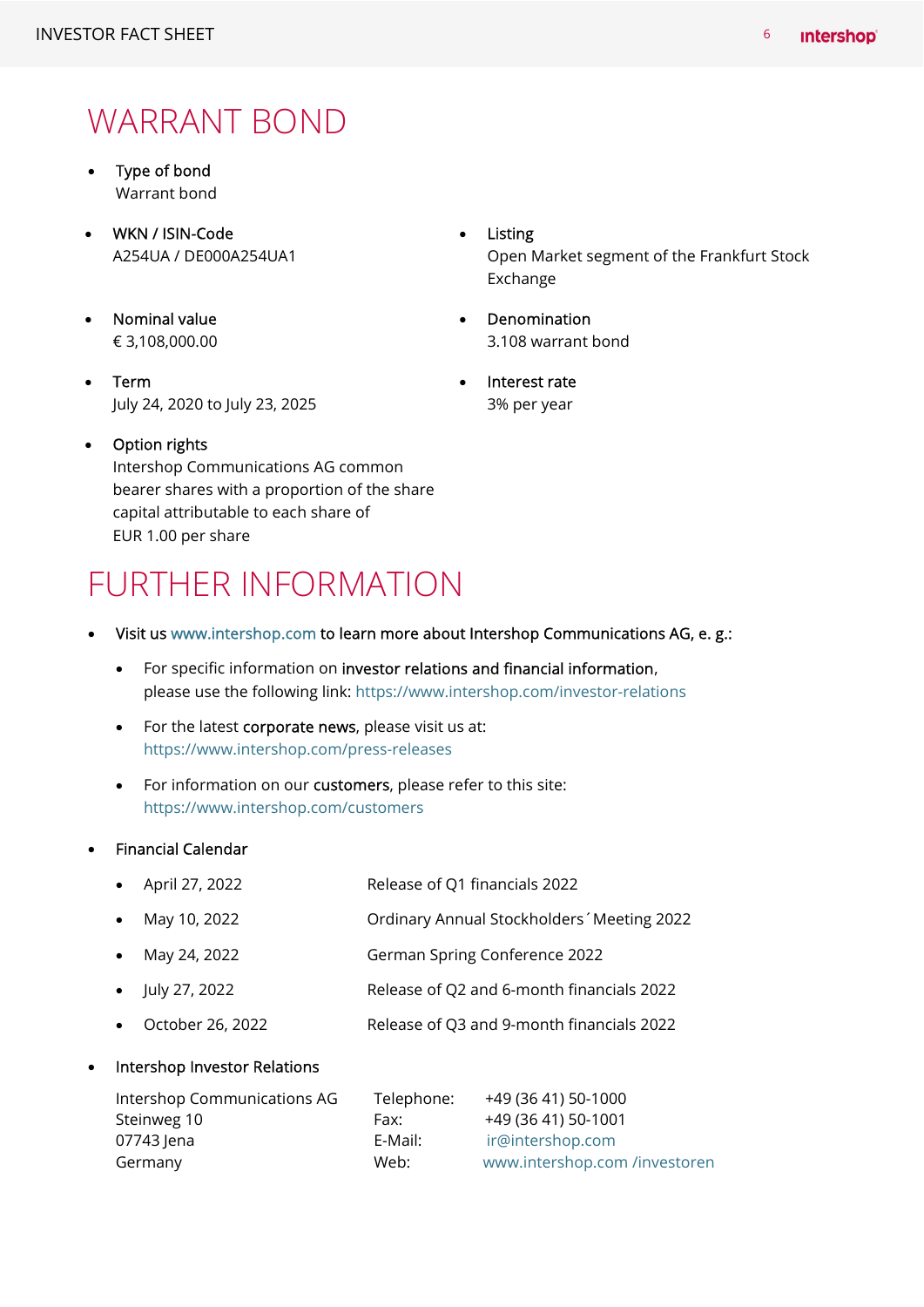# WARRANT BOND

- **Type of bond**
  Warrant bond

- **WKN / ISIN-Code**
  A254UA / DE000A254UA1

- **Listing**
  Open Market segment of the Frankfurt Stock Exchange

- **Nominal value**
  € 3,108,000.00

- **Denomination**
  3.108 warrant bond

- **Term**
  July 24, 2020 to July 23, 2025

- **Interest rate**
  3% per year

- **Option rights**
  Intershop Communications AG common bearer shares with a proportion of the share capital attributable to each share of EUR 1.00 per share

# FURTHER INFORMATION

- Visit us www.intershop.com to learn more about Intershop Communications AG, e. g.:
  - For specific information on **investor relations and financial information**, please use the following link: https://www.intershop.com/investor-relations
  - For the latest **corporate news**, please visit us at: https://www.intershop.com/press-releases
  - For information on our **customers**, please refer to this site: https://www.intershop.com/customers

- Financial Calendar

| | |
|---|---|
| April 27, 2022 | Release of Q1 financials 2022 |
| May 10, 2022 | Ordinary Annual Stockholders´ Meeting 2022 |
| May 24, 2022 | German Spring Conference 2022 |
| July 27, 2022 | Release of Q2 and 6-month financials 2022 |
| October 26, 2022 | Release of Q3 and 9-month financials 2022 |

- Intershop Investor Relations

Intershop Communications AG
Steinweg 10
07743 Jena
Germany

Telephone: +49 (36 41) 50-1000
Fax: +49 (36 41) 50-1001
E-Mail: ir@intershop.com
Web: www.intershop.com /investoren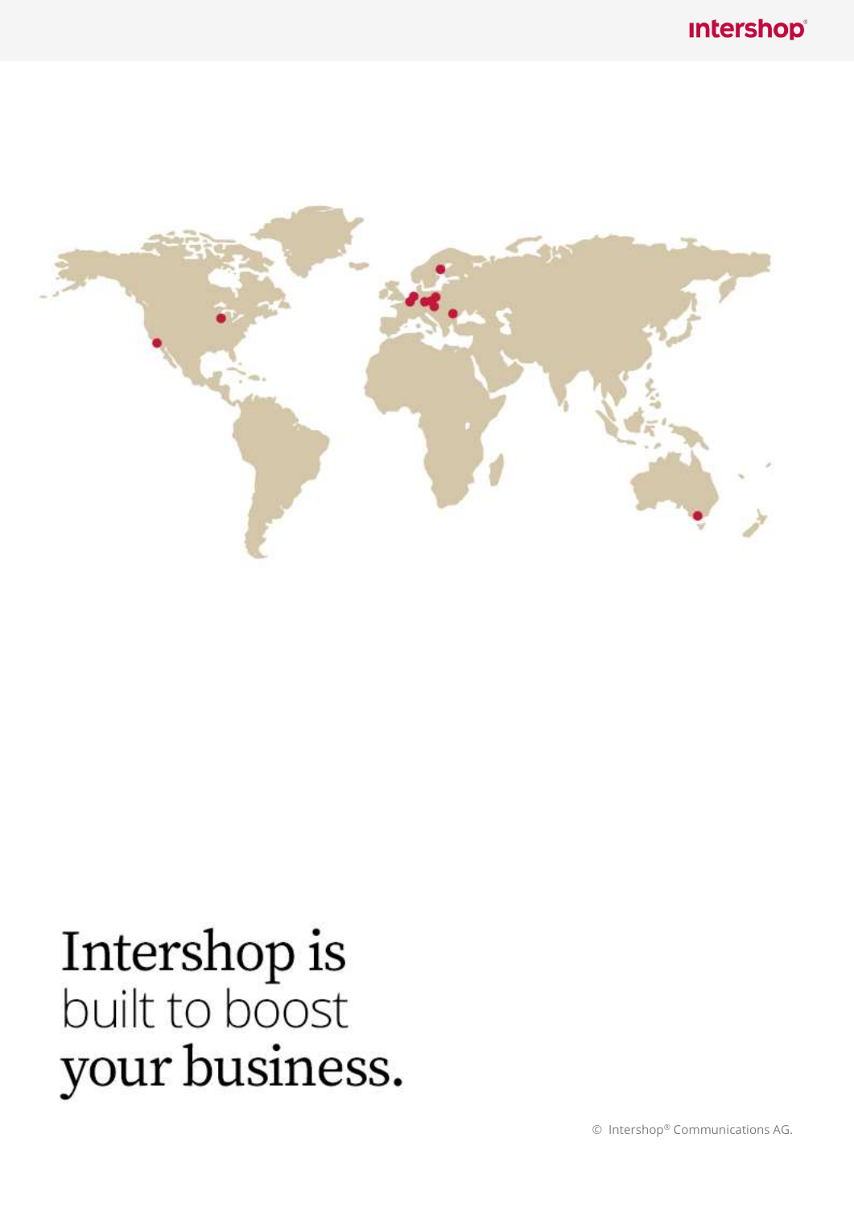Intershop is
built to boost
your business.

© Intershop® Communications AG.